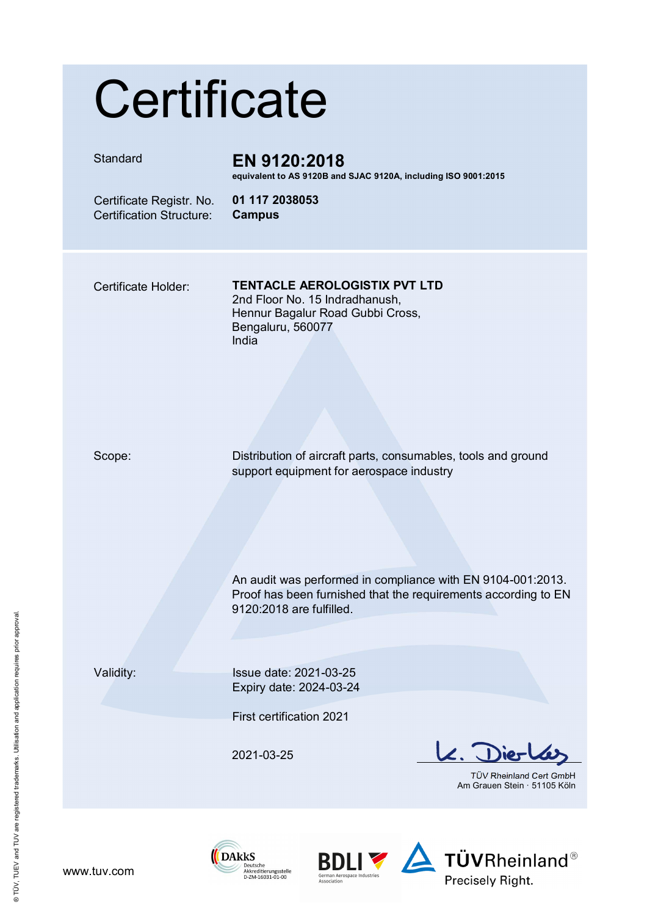# Certificate

| | |
|---|---|
| Standard | **EN 9120:2018** <br> **equivalent to AS 9120B and SJAC 9120A, including ISO 9001:2015** |
| Certificate Registr. No. | **01 117 2038053** |
| Certification Structure: | **Campus** |

Certificate Holder:

**TENTACLE AEROLOGISTIX PVT LTD**
2nd Floor No. 15 Indradhanush,
Hennur Bagalur Road Gubbi Cross,
Bengaluru, 560077
India

Scope:

Distribution of aircraft parts, consumables, tools and ground support equipment for aerospace industry

An audit was performed in compliance with EN 9104-001:2013.
Proof has been furnished that the requirements according to EN 9120:2018 are fulfilled.

Validity:

Issue date: 2021-03-25
Expiry date: 2024-03-24

First certification 2021

2021-03-25

TÜV Rheinland Cert GmbH
Am Grauen Stein · 51105 Köln

www.tuv.com

DAkkS Deutsche Akkreditierungsstelle D-ZM-16031-01-00

BDLI German Aerospace Industries Association

TÜVRheinland® Precisely Right.

® TÜV, TUEV and TUV are registered trademarks. Utilisation and application requires prior approval.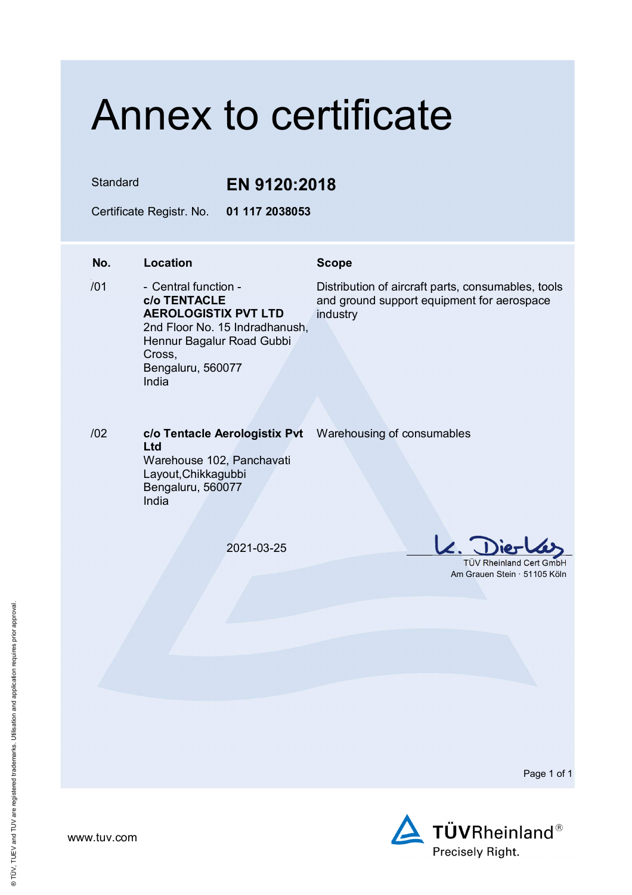# Annex to certificate

Standard **EN 9120:2018**

Certificate Registr. No. **01 117 2038053**

| No. | Location | Scope |
|---|---|---|
| /01 | - Central function - **c/o TENTACLE AEROLOGISTIX PVT LTD** 2nd Floor No. 15 Indradhanush, Hennur Bagalur Road Gubbi Cross, Bengaluru, 560077 India | Distribution of aircraft parts, consumables, tools and ground support equipment for aerospace industry |
| /02 | **c/o Tentacle Aerologistix Pvt Ltd** Warehouse 102, Panchavati Layout,Chikkagubbi Bengaluru, 560077 India | Warehousing of consumables |

2021-03-25

TÜV Rheinland Cert GmbH
Am Grauen Stein · 51105 Köln

www.tuv.com

TÜVRheinland®
Precisely Right.

® TÜV, TUEV and TUV are registered trademarks. Utilisation and application requires prior approval.